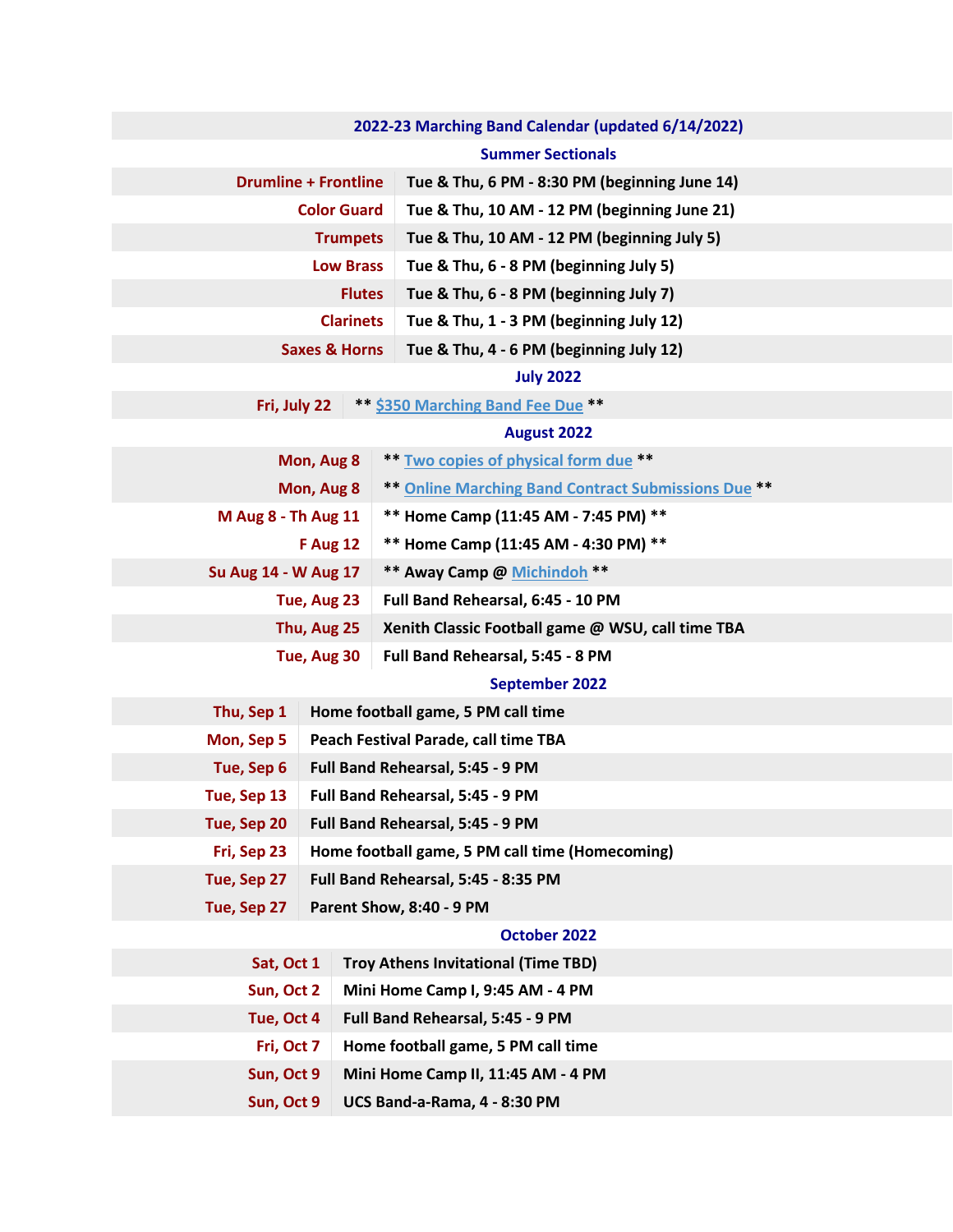## 2022-23 Marching Band Calendar (updated 6/14/2022)

### Summer Sectionals

| | |
|---|---|
| Drumline + Frontline | Tue & Thu, 6 PM - 8:30 PM (beginning June 14) |
| Color Guard | Tue & Thu, 10 AM - 12 PM (beginning June 21) |
| Trumpets | Tue & Thu, 10 AM - 12 PM (beginning July 5) |
| Low Brass | Tue & Thu, 6 - 8 PM (beginning July 5) |
| Flutes | Tue & Thu, 6 - 8 PM (beginning July 7) |
| Clarinets | Tue & Thu, 1 - 3 PM (beginning July 12) |
| Saxes & Horns | Tue & Thu, 4 - 6 PM (beginning July 12) |

### July 2022

| | |
|---|---|
| Fri, July 22 | ** $350 Marching Band Fee Due ** |

### August 2022

| | |
|---|---|
| Mon, Aug 8 | ** Two copies of physical form due ** |
| Mon, Aug 8 | ** Online Marching Band Contract Submissions Due ** |
| M Aug 8 - Th Aug 11 | ** Home Camp (11:45 AM - 7:45 PM) ** |
| F Aug 12 | ** Home Camp (11:45 AM - 4:30 PM) ** |
| Su Aug 14 - W Aug 17 | ** Away Camp @ Michindoh ** |
| Tue, Aug 23 | Full Band Rehearsal, 6:45 - 10 PM |
| Thu, Aug 25 | Xenith Classic Football game @ WSU, call time TBA |
| Tue, Aug 30 | Full Band Rehearsal, 5:45 - 8 PM |

### September 2022

| | |
|---|---|
| Thu, Sep 1 | Home football game, 5 PM call time |
| Mon, Sep 5 | Peach Festival Parade, call time TBA |
| Tue, Sep 6 | Full Band Rehearsal, 5:45 - 9 PM |
| Tue, Sep 13 | Full Band Rehearsal, 5:45 - 9 PM |
| Tue, Sep 20 | Full Band Rehearsal, 5:45 - 9 PM |
| Fri, Sep 23 | Home football game, 5 PM call time (Homecoming) |
| Tue, Sep 27 | Full Band Rehearsal, 5:45 - 8:35 PM |
| Tue, Sep 27 | Parent Show, 8:40 - 9 PM |

### October 2022

| | |
|---|---|
| Sat, Oct 1 | Troy Athens Invitational (Time TBD) |
| Sun, Oct 2 | Mini Home Camp I, 9:45 AM - 4 PM |
| Tue, Oct 4 | Full Band Rehearsal, 5:45 - 9 PM |
| Fri, Oct 7 | Home football game, 5 PM call time |
| Sun, Oct 9 | Mini Home Camp II, 11:45 AM - 4 PM |
| Sun, Oct 9 | UCS Band-a-Rama, 4 - 8:30 PM |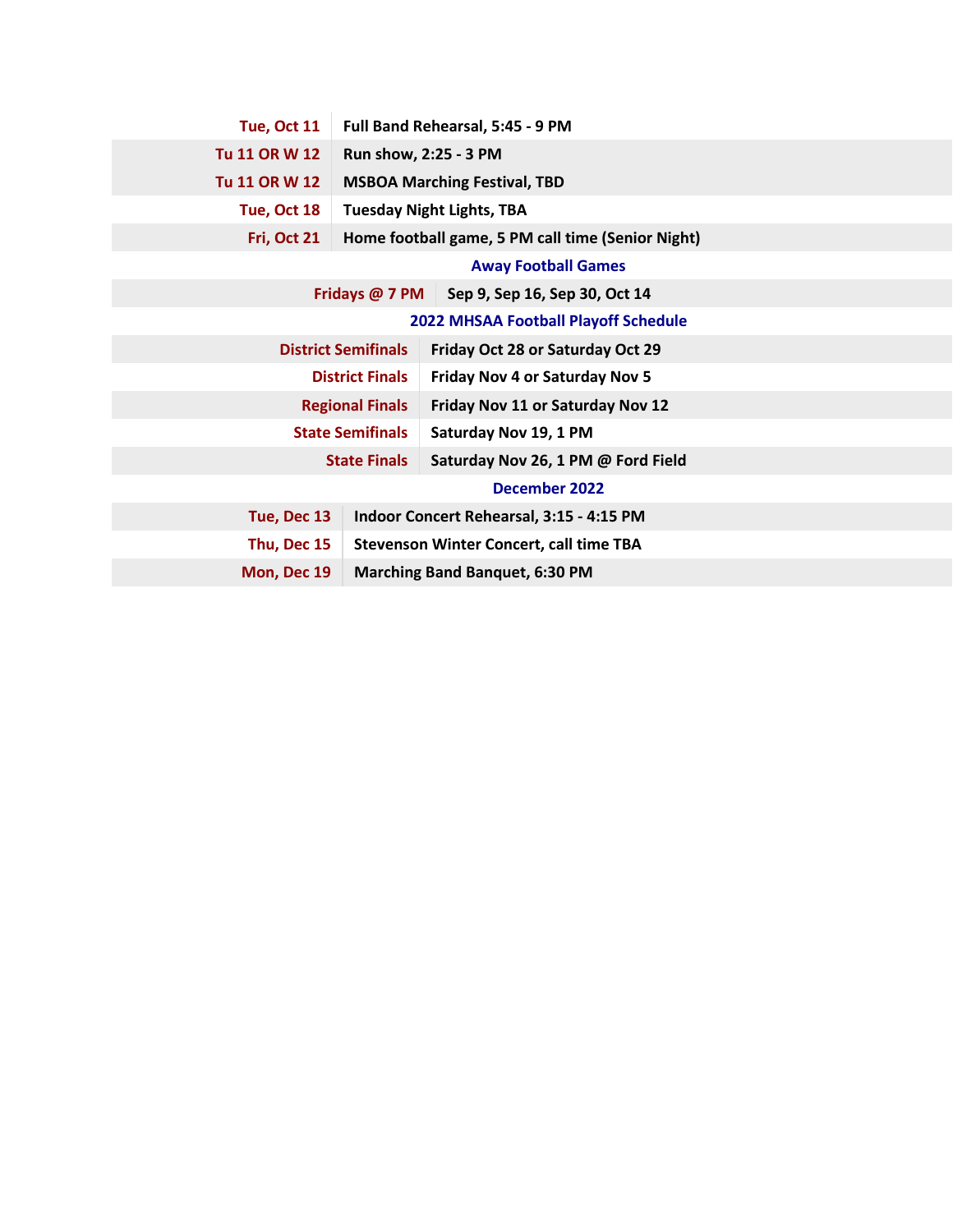| | |
|---|---|
| **Tue, Oct 11** | **Full Band Rehearsal, 5:45 - 9 PM** |
| **Tu 11 OR W 12** | **Run show, 2:25 - 3 PM** |
| **Tu 11 OR W 12** | **MSBOA Marching Festival, TBD** |
| **Tue, Oct 18** | **Tuesday Night Lights, TBA** |
| **Fri, Oct 21** | **Home football game, 5 PM call time (Senior Night)** |

**Away Football Games**

| | |
|---|---|
| **Fridays @ 7 PM** | **Sep 9, Sep 16, Sep 30, Oct 14** |

**2022 MHSAA Football Playoff Schedule**

| | |
|---|---|
| **District Semifinals** | **Friday Oct 28 or Saturday Oct 29** |
| **District Finals** | **Friday Nov 4 or Saturday Nov 5** |
| **Regional Finals** | **Friday Nov 11 or Saturday Nov 12** |
| **State Semifinals** | **Saturday Nov 19, 1 PM** |
| **State Finals** | **Saturday Nov 26, 1 PM @ Ford Field** |

**December 2022**

| | |
|---|---|
| **Tue, Dec 13** | **Indoor Concert Rehearsal, 3:15 - 4:15 PM** |
| **Thu, Dec 15** | **Stevenson Winter Concert, call time TBA** |
| **Mon, Dec 19** | **Marching Band Banquet, 6:30 PM** |